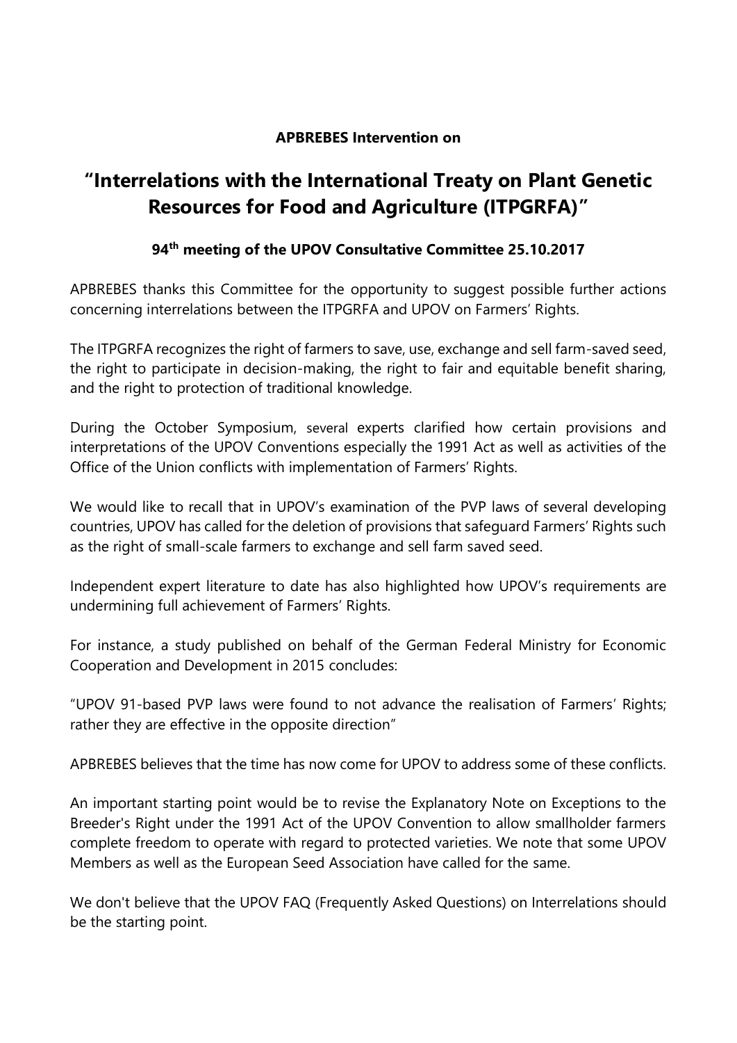**APBREBES Intervention on**

# "Interrelations with the International Treaty on Plant Genetic Resources for Food and Agriculture (ITPGRFA)"

### 94th meeting of the UPOV Consultative Committee 25.10.2017

APBREBES thanks this Committee for the opportunity to suggest possible further actions concerning interrelations between the ITPGRFA and UPOV on Farmers' Rights.

The ITPGRFA recognizes the right of farmers to save, use, exchange and sell farm-saved seed, the right to participate in decision-making, the right to fair and equitable benefit sharing, and the right to protection of traditional knowledge.

During the October Symposium, several experts clarified how certain provisions and interpretations of the UPOV Conventions especially the 1991 Act as well as activities of the Office of the Union conflicts with implementation of Farmers' Rights.

We would like to recall that in UPOV's examination of the PVP laws of several developing countries, UPOV has called for the deletion of provisions that safeguard Farmers' Rights such as the right of small-scale farmers to exchange and sell farm saved seed.

Independent expert literature to date has also highlighted how UPOV's requirements are undermining full achievement of Farmers' Rights.

For instance, a study published on behalf of the German Federal Ministry for Economic Cooperation and Development in 2015 concludes:

"UPOV 91-based PVP laws were found to not advance the realisation of Farmers' Rights; rather they are effective in the opposite direction"

APBREBES believes that the time has now come for UPOV to address some of these conflicts.

An important starting point would be to revise the Explanatory Note on Exceptions to the Breeder's Right under the 1991 Act of the UPOV Convention to allow smallholder farmers complete freedom to operate with regard to protected varieties. We note that some UPOV Members as well as the European Seed Association have called for the same.

We don't believe that the UPOV FAQ (Frequently Asked Questions) on Interrelations should be the starting point.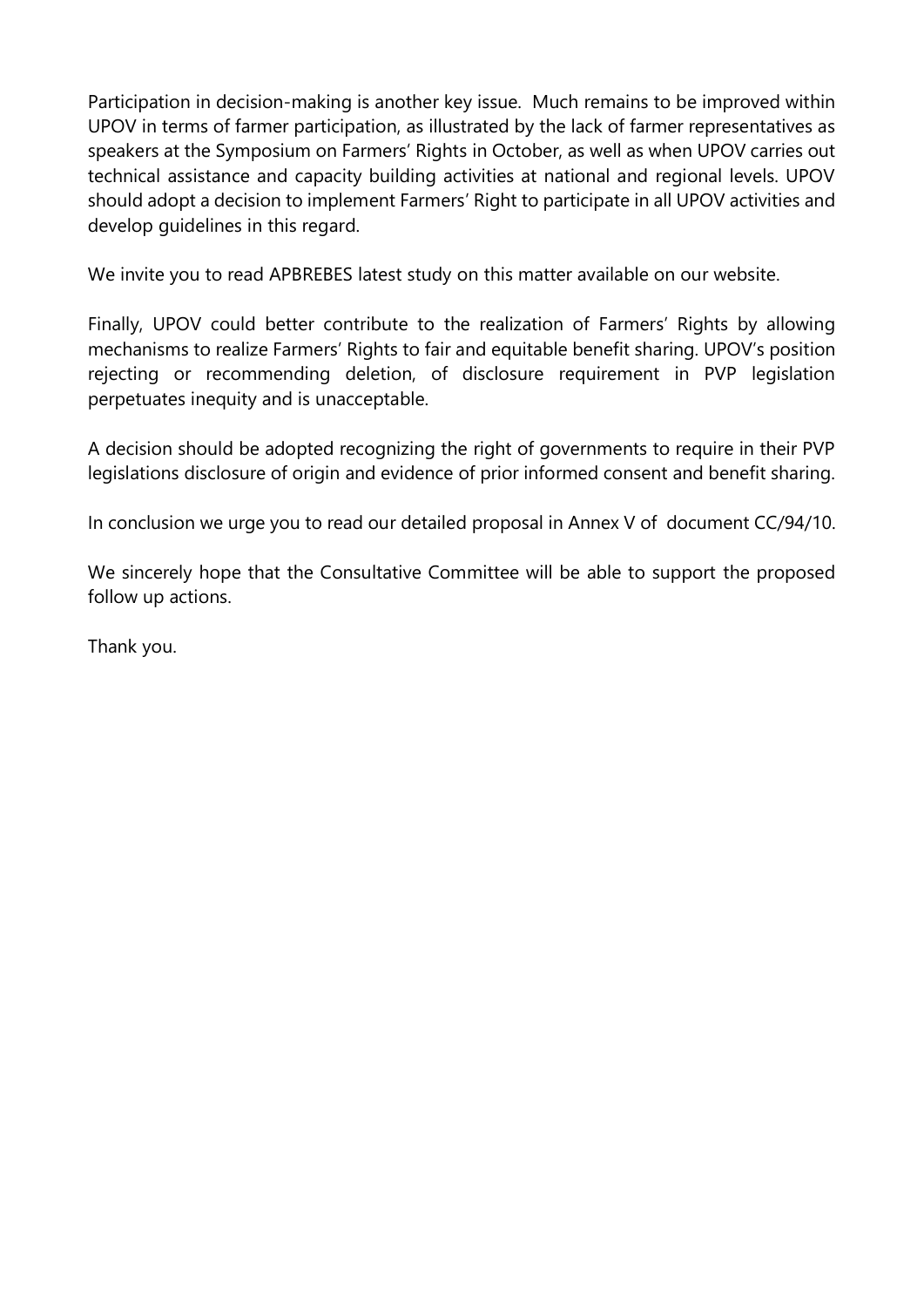Participation in decision-making is another key issue. Much remains to be improved within UPOV in terms of farmer participation, as illustrated by the lack of farmer representatives as speakers at the Symposium on Farmers' Rights in October, as well as when UPOV carries out technical assistance and capacity building activities at national and regional levels. UPOV should adopt a decision to implement Farmers' Right to participate in all UPOV activities and develop guidelines in this regard.

We invite you to read APBREBES latest study on this matter available on our website.

Finally, UPOV could better contribute to the realization of Farmers' Rights by allowing mechanisms to realize Farmers' Rights to fair and equitable benefit sharing. UPOV's position rejecting or recommending deletion, of disclosure requirement in PVP legislation perpetuates inequity and is unacceptable.

A decision should be adopted recognizing the right of governments to require in their PVP legislations disclosure of origin and evidence of prior informed consent and benefit sharing.

In conclusion we urge you to read our detailed proposal in Annex V of document CC/94/10.

We sincerely hope that the Consultative Committee will be able to support the proposed follow up actions.

Thank you.